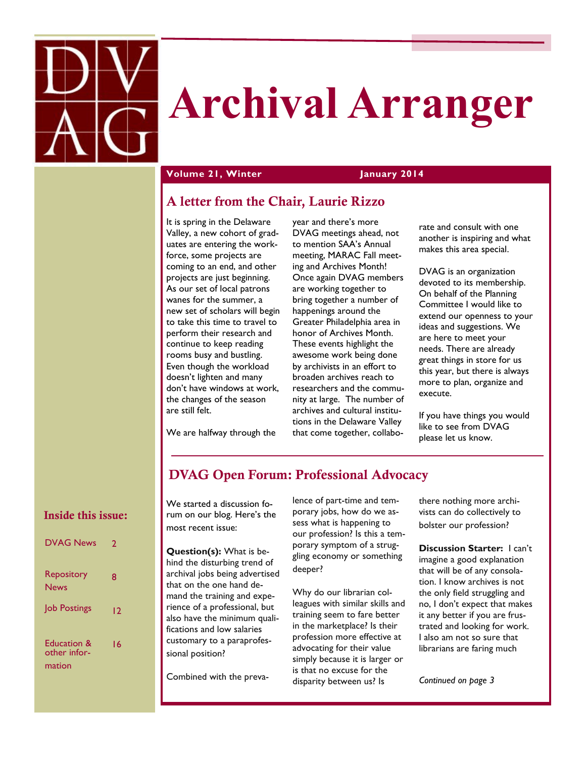# Archival Arranger

**Volume 21, Winter** **January 2014**

## A letter from the Chair, Laurie Rizzo

It is spring in the Delaware Valley, a new cohort of graduates are entering the workforce, some projects are coming to an end, and other projects are just beginning. As our set of local patrons wanes for the summer, a new set of scholars will begin to take this time to travel to perform their research and continue to keep reading rooms busy and bustling. Even though the workload doesn't lighten and many don't have windows at work, the changes of the season are still felt.

We are halfway through the year and there's more DVAG meetings ahead, not to mention SAA's Annual meeting, MARAC Fall meeting and Archives Month! Once again DVAG members are working together to bring together a number of happenings around the Greater Philadelphia area in honor of Archives Month. These events highlight the awesome work being done by archivists in an effort to broaden archives reach to researchers and the community at large. The number of archives and cultural institutions in the Delaware Valley that come together, collaborate and consult with one another is inspiring and what makes this area special.

DVAG is an organization devoted to its membership. On behalf of the Planning Committee I would like to extend our openness to your ideas and suggestions. We are here to meet your needs. There are already great things in store for us this year, but there is always more to plan, organize and execute.

If you have things you would like to see from DVAG please let us know.

## DVAG Open Forum: Professional Advocacy

We started a discussion forum on our blog. Here's the most recent issue:

**Question(s):** What is behind the disturbing trend of archival jobs being advertised that on the one hand demand the training and experience of a professional, but also have the minimum qualifications and low salaries customary to a paraprofessional position?

Combined with the prevalence of part-time and temporary jobs, how do we assess what is happening to our profession? Is this a temporary symptom of a struggling economy or something deeper?

Why do our librarian colleagues with similar skills and training seem to fare better in the marketplace? Is their profession more effective at advocating for their value simply because it is larger or is that no excuse for the disparity between us? Is there nothing more archivists can do collectively to bolster our profession?

**Discussion Starter:** I can't imagine a good explanation that will be of any consolation. I know archives is not the only field struggling and no, I don't expect that makes it any better if you are frustrated and looking for work. I also am not so sure that librarians are faring much

*Continued on page 3*

### Inside this issue:

| | |
|---|---|
| DVAG News | 2 |
| Repository News | 8 |
| Job Postings | 12 |
| Education & other information | 16 |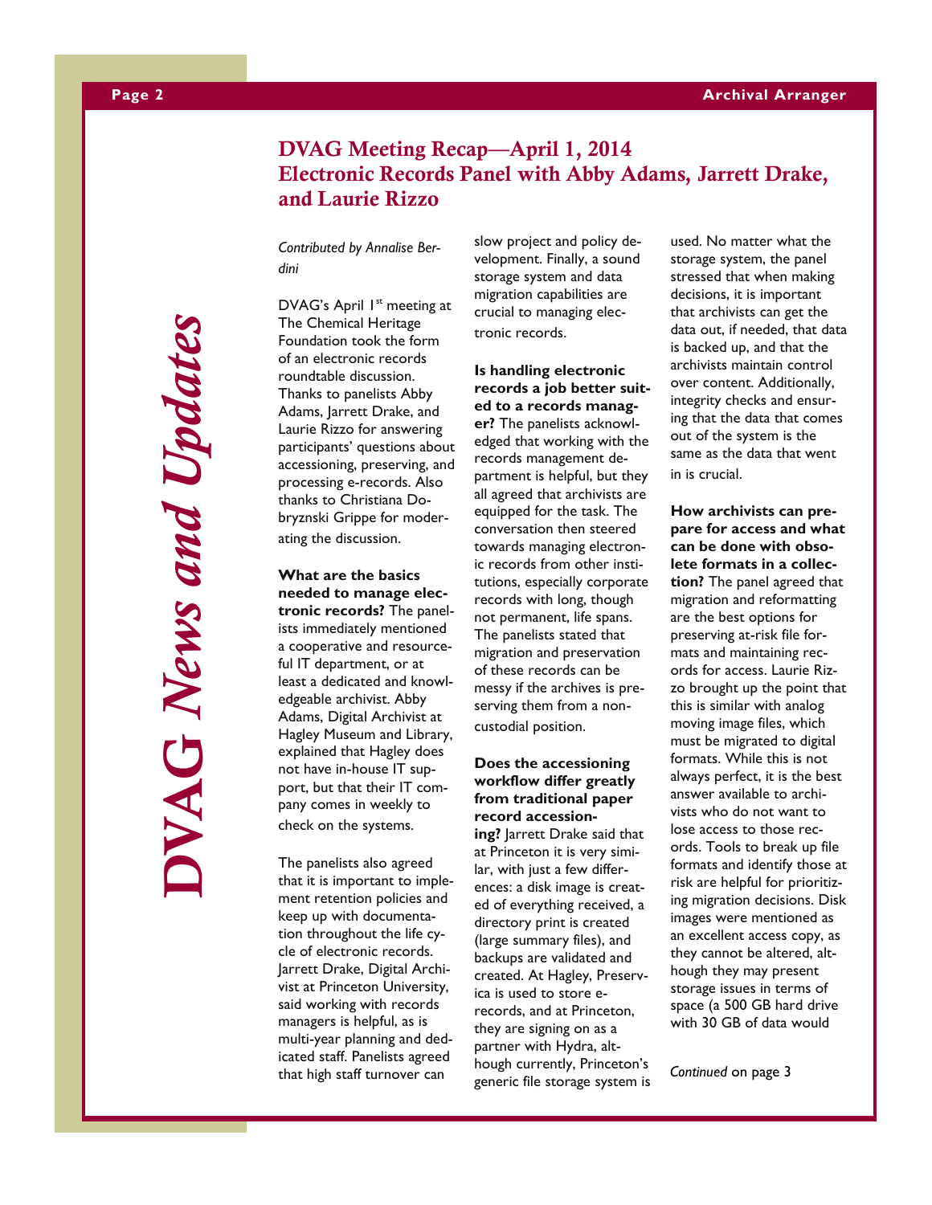## DVAG Meeting Recap—April 1, 2014
## Electronic Records Panel with Abby Adams, Jarrett Drake, and Laurie Rizzo

*Contributed by Annalise Berdini*

DVAG's April 1st meeting at The Chemical Heritage Foundation took the form of an electronic records roundtable discussion. Thanks to panelists Abby Adams, Jarrett Drake, and Laurie Rizzo for answering participants' questions about accessioning, preserving, and processing e-records. Also thanks to Christiana Dobryznski Grippe for moderating the discussion.

**What are the basics needed to manage electronic records?** The panelists immediately mentioned a cooperative and resourceful IT department, or at least a dedicated and knowledgeable archivist. Abby Adams, Digital Archivist at Hagley Museum and Library, explained that Hagley does not have in-house IT support, but that their IT company comes in weekly to check on the systems.

The panelists also agreed that it is important to implement retention policies and keep up with documentation throughout the life cycle of electronic records. Jarrett Drake, Digital Archivist at Princeton University, said working with records managers is helpful, as is multi-year planning and dedicated staff. Panelists agreed that high staff turnover can slow project and policy development. Finally, a sound storage system and data migration capabilities are crucial to managing electronic records.

**Is handling electronic records a job better suited to a records manager?** The panelists acknowledged that working with the records management department is helpful, but they all agreed that archivists are equipped for the task. The conversation then steered towards managing electronic records from other institutions, especially corporate records with long, though not permanent, life spans. The panelists stated that migration and preservation of these records can be messy if the archives is preserving them from a non-custodial position.

**Does the accessioning workflow differ greatly from traditional paper record accessioning?** Jarrett Drake said that at Princeton it is very similar, with just a few differences: a disk image is created of everything received, a directory print is created (large summary files), and backups are validated and created. At Hagley, Preservica is used to store e-records, and at Princeton, they are signing on as a partner with Hydra, although currently, Princeton's generic file storage system is used. No matter what the storage system, the panel stressed that when making decisions, it is important that archivists can get the data out, if needed, that data is backed up, and that the archivists maintain control over content. Additionally, integrity checks and ensuring that the data that comes out of the system is the same as the data that went in is crucial.

**How archivists can prepare for access and what can be done with obsolete formats in a collection?** The panel agreed that migration and reformatting are the best options for preserving at-risk file formats and maintaining records for access. Laurie Rizzo brought up the point that this is similar with analog moving image files, which must be migrated to digital formats. While this is not always perfect, it is the best answer available to archivists who do not want to lose access to those records. Tools to break up file formats and identify those at risk are helpful for prioritizing migration decisions. Disk images were mentioned as an excellent access copy, as they cannot be altered, although they may present storage issues in terms of space (a 500 GB hard drive with 30 GB of data would

*Continued* on page 3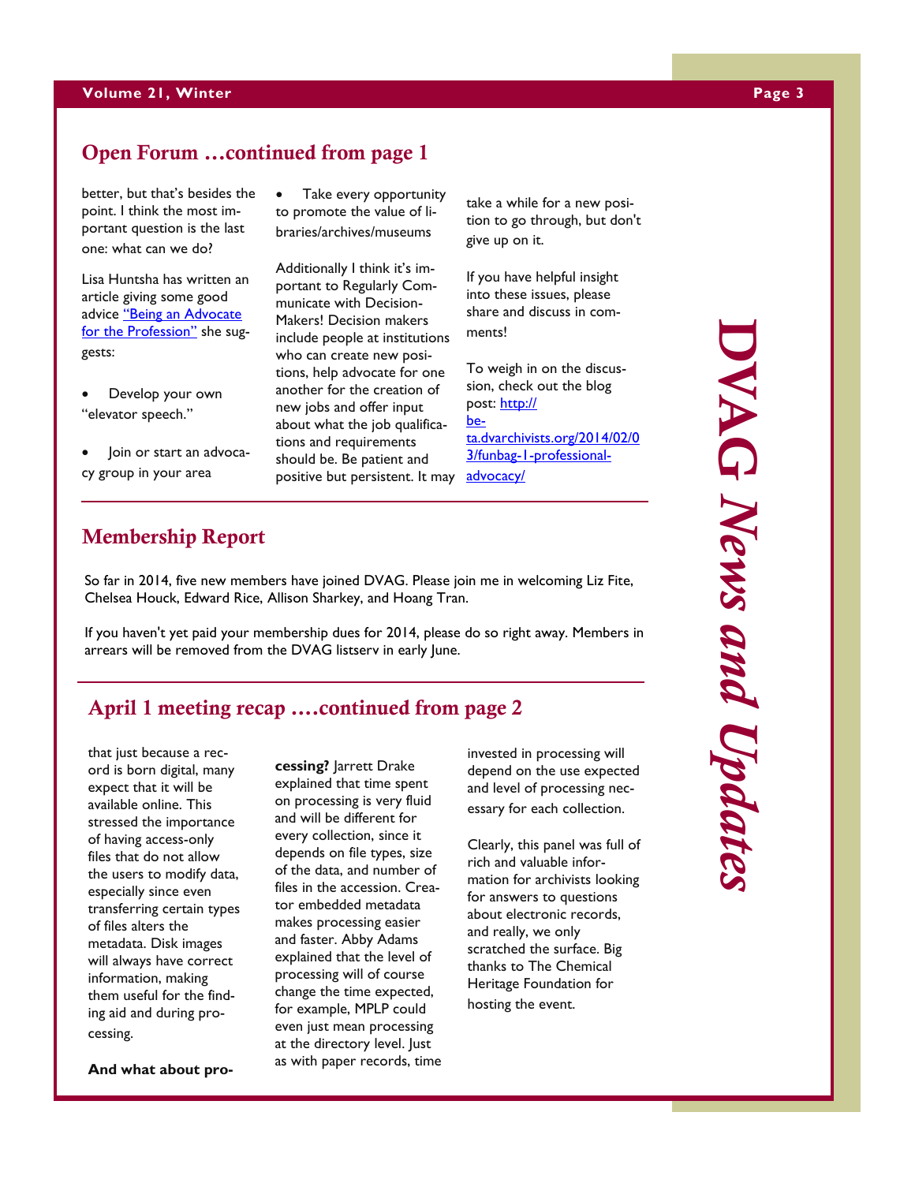## Open Forum …continued from page 1

better, but that's besides the point. I think the most important question is the last one: what can we do?

Lisa Huntsha has written an article giving some good advice "Being an Advocate for the Profession" she suggests:

- Develop your own "elevator speech."
- Join or start an advocacy group in your area
- Take every opportunity to promote the value of libraries/archives/museums

Additionally I think it's important to Regularly Communicate with Decision-Makers! Decision makers include people at institutions who can create new positions, help advocate for one another for the creation of new jobs and offer input about what the job qualifications and requirements should be. Be patient and positive but persistent. It may take a while for a new position to go through, but don't give up on it.

If you have helpful insight into these issues, please share and discuss in comments!

To weigh in on the discussion, check out the blog post: http://beta.dvarchivists.org/2014/02/03/funbag-1-professional-advocacy/

## Membership Report

So far in 2014, five new members have joined DVAG. Please join me in welcoming Liz Fite, Chelsea Houck, Edward Rice, Allison Sharkey, and Hoang Tran.

If you haven't yet paid your membership dues for 2014, please do so right away. Members in arrears will be removed from the DVAG listserv in early June.

## April 1 meeting recap ….continued from page 2

that just because a record is born digital, many expect that it will be available online. This stressed the importance of having access-only files that do not allow the users to modify data, especially since even transferring certain types of files alters the metadata. Disk images will always have correct information, making them useful for the finding aid and during processing.

**And what about processing?** Jarrett Drake explained that time spent on processing is very fluid and will be different for every collection, since it depends on file types, size of the data, and number of files in the accession. Creator embedded metadata makes processing easier and faster. Abby Adams explained that the level of processing will of course change the time expected, for example, MPLP could even just mean processing at the directory level. Just as with paper records, time invested in processing will depend on the use expected and level of processing necessary for each collection.

Clearly, this panel was full of rich and valuable information for archivists looking for answers to questions about electronic records, and really, we only scratched the surface. Big thanks to The Chemical Heritage Foundation for hosting the event.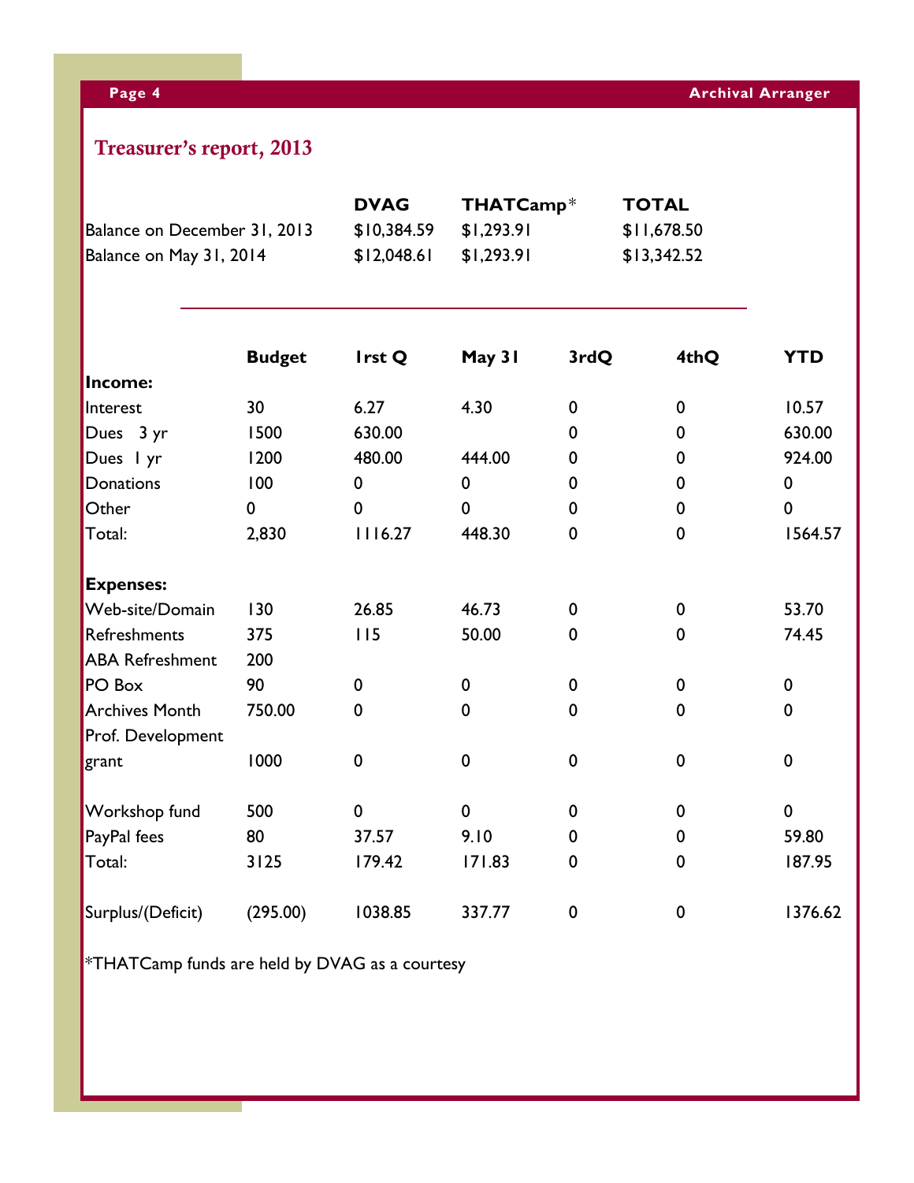## Treasurer's report, 2013

| | DVAG | THATCamp* | TOTAL |
|---|---|---|---|
| Balance on December 31, 2013 | $10,384.59 | $1,293.91 | $11,678.50 |
| Balance on May 31, 2014 | $12,048.61 | $1,293.91 | $13,342.52 |

| | Budget | 1rst Q | May 31 | 3rdQ | 4thQ | YTD |
|---|---|---|---|---|---|---|
| **Income:** | | | | | | |
| Interest | 30 | 6.27 | 4.30 | 0 | 0 | 10.57 |
| Dues 3 yr | 1500 | 630.00 | | 0 | 0 | 630.00 |
| Dues 1 yr | 1200 | 480.00 | 444.00 | 0 | 0 | 924.00 |
| Donations | 100 | 0 | 0 | 0 | 0 | 0 |
| Other | 0 | 0 | 0 | 0 | 0 | 0 |
| Total: | 2,830 | 1116.27 | 448.30 | 0 | 0 | 1564.57 |
| **Expenses:** | | | | | | |
| Web-site/Domain | 130 | 26.85 | 46.73 | 0 | 0 | 53.70 |
| Refreshments | 375 | 115 | 50.00 | 0 | 0 | 74.45 |
| ABA Refreshment | 200 | | | | | |
| PO Box | 90 | 0 | 0 | 0 | 0 | 0 |
| Archives Month | 750.00 | 0 | 0 | 0 | 0 | 0 |
| Prof. Development grant | 1000 | 0 | 0 | 0 | 0 | 0 |
| Workshop fund | 500 | 0 | 0 | 0 | 0 | 0 |
| PayPal fees | 80 | 37.57 | 9.10 | 0 | 0 | 59.80 |
| Total: | 3125 | 179.42 | 171.83 | 0 | 0 | 187.95 |
| Surplus/(Deficit) | (295.00) | 1038.85 | 337.77 | 0 | 0 | 1376.62 |

*THATCamp funds are held by DVAG as a courtesy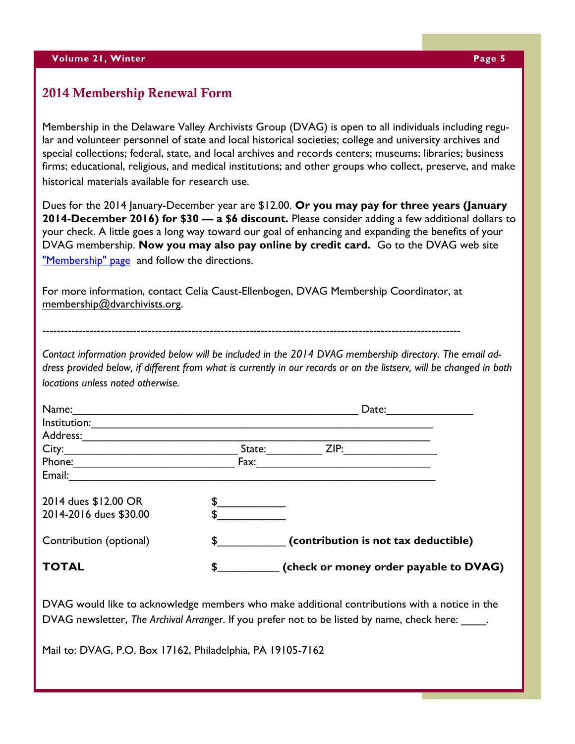## 2014 Membership Renewal Form

Membership in the Delaware Valley Archivists Group (DVAG) is open to all individuals including regular and volunteer personnel of state and local historical societies; college and university archives and special collections; federal, state, and local archives and records centers; museums; libraries; business firms; educational, religious, and medical institutions; and other groups who collect, preserve, and make historical materials available for research use.

Dues for the 2014 January-December year are $12.00. **Or you may pay for three years (January 2014-December 2016) for $30 — a $6 discount.** Please consider adding a few additional dollars to your check. A little goes a long way toward our goal of enhancing and expanding the benefits of your DVAG membership. **Now you may also pay online by credit card.** Go to the DVAG web site "Membership" page and follow the directions.

For more information, contact Celia Caust-Ellenbogen, DVAG Membership Coordinator, at membership@dvarchivists.org.

-----------------------------------------------------------------------------------------------------------------

*Contact information provided below will be included in the 2014 DVAG membership directory. The email address provided below, if different from what is currently in our records or on the listserv, will be changed in both locations unless noted otherwise.*

Name:_________________________________________________ Date:_______________

Institution:_____________________________________________________________

Address:_______________________________________________________________

City:______________________________ State:_________ ZIP:________________

Phone:____________________________ Fax:______________________________

Email:_________________________________________________________________

2014 dues $12.00 OR $___________

2014-2016 dues $30.00 $___________

Contribution (optional) $___________ **(contribution is not tax deductible)**

**TOTAL** $__________ **(check or money order payable to DVAG)**

DVAG would like to acknowledge members who make additional contributions with a notice in the DVAG newsletter, *The Archival Arranger*. If you prefer not to be listed by name, check here: ____.

Mail to: DVAG, P.O. Box 17162, Philadelphia, PA 19105-7162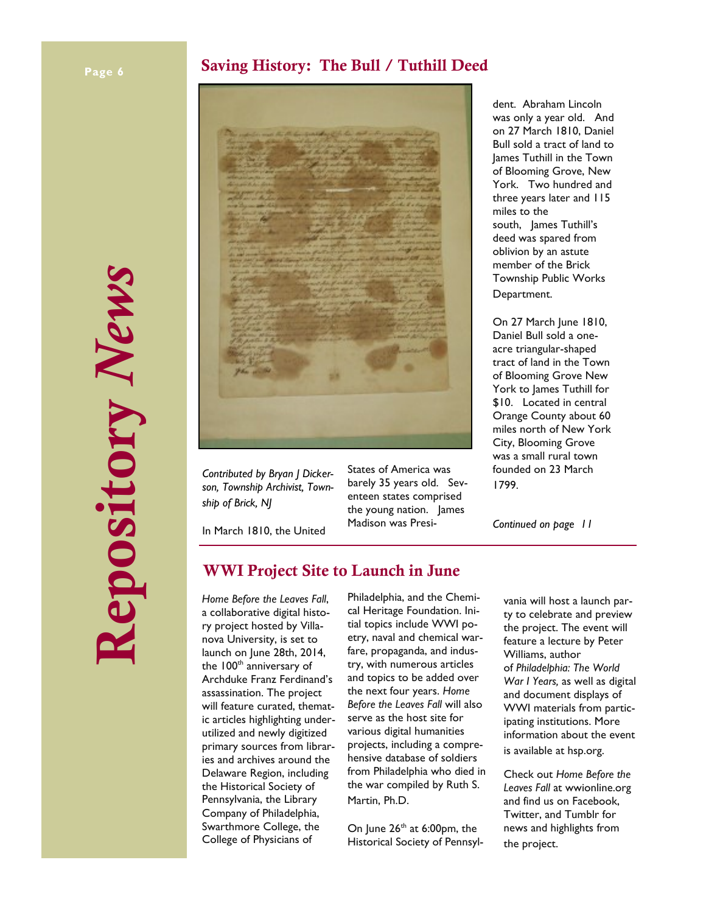## Saving History: The Bull / Tuthill Deed

*Contributed by Bryan J Dickerson, Township Archivist, Township of Brick, NJ*

In March 1810, the United States of America was barely 35 years old. Seventeen states comprised the young nation. James Madison was President. Abraham Lincoln was only a year old. And on 27 March 1810, Daniel Bull sold a tract of land to James Tuthill in the Town of Blooming Grove, New York. Two hundred and three years later and 115 miles to the south, James Tuthill's deed was spared from oblivion by an astute member of the Brick Township Public Works Department.

On 27 March June 1810, Daniel Bull sold a one-acre triangular-shaped tract of land in the Town of Blooming Grove New York to James Tuthill for $10. Located in central Orange County about 60 miles north of New York City, Blooming Grove was a small rural town founded on 23 March 1799.

*Continued on page 11*

## WWI Project Site to Launch in June

*Home Before the Leaves Fall*, a collaborative digital history project hosted by Villanova University, is set to launch on June 28th, 2014, the 100th anniversary of Archduke Franz Ferdinand's assassination. The project will feature curated, thematic articles highlighting underutilized and newly digitized primary sources from libraries and archives around the Delaware Region, including the Historical Society of Pennsylvania, the Library Company of Philadelphia, Swarthmore College, the College of Physicians of Philadelphia, and the Chemical Heritage Foundation. Initial topics include WWI poetry, naval and chemical warfare, propaganda, and industry, with numerous articles and topics to be added over the next four years. *Home Before the Leaves Fall* will also serve as the host site for various digital humanities projects, including a comprehensive database of soldiers from Philadelphia who died in the war compiled by Ruth S. Martin, Ph.D.

On June 26th at 6:00pm, the Historical Society of Pennsylvania will host a launch party to celebrate and preview the project. The event will feature a lecture by Peter Williams, author of *Philadelphia: The World War I Years,* as well as digital and document displays of WWI materials from participating institutions. More information about the event is available at hsp.org.

Check out *Home Before the Leaves Fall* at wwionline.org and find us on Facebook, Twitter, and Tumblr for news and highlights from the project.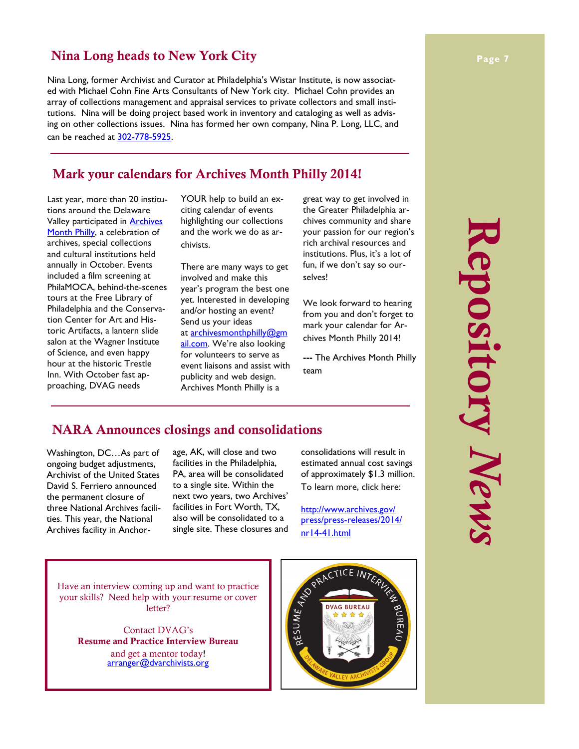## Nina Long heads to New York City

Nina Long, former Archivist and Curator at Philadelphia's Wistar Institute, is now associated with Michael Cohn Fine Arts Consultants of New York city. Michael Cohn provides an array of collections management and appraisal services to private collectors and small institutions. Nina will be doing project based work in inventory and cataloging as well as advising on other collections issues. Nina has formed her own company, Nina P. Long, LLC, and can be reached at 302-778-5925.

## Mark your calendars for Archives Month Philly 2014!

Last year, more than 20 institutions around the Delaware Valley participated in Archives Month Philly, a celebration of archives, special collections and cultural institutions held annually in October. Events included a film screening at PhilaMOCA, behind-the-scenes tours at the Free Library of Philadelphia and the Conservation Center for Art and Historic Artifacts, a lantern slide salon at the Wagner Institute of Science, and even happy hour at the historic Trestle Inn. With October fast approaching, DVAG needs YOUR help to build an exciting calendar of events highlighting our collections and the work we do as archivists.

There are many ways to get involved and make this year's program the best one yet. Interested in developing and/or hosting an event? Send us your ideas at archivesmonthphilly@gmail.com. We're also looking for volunteers to serve as event liaisons and assist with publicity and web design. Archives Month Philly is a great way to get involved in the Greater Philadelphia archives community and share your passion for our region's rich archival resources and institutions. Plus, it's a lot of fun, if we don't say so ourselves!

We look forward to hearing from you and don't forget to mark your calendar for Archives Month Philly 2014!

**---** The Archives Month Philly team

## NARA Announces closings and consolidations

Washington, DC…As part of ongoing budget adjustments, Archivist of the United States David S. Ferriero announced the permanent closure of three National Archives facilities. This year, the National Archives facility in Anchorage, AK, will close and two facilities in the Philadelphia, PA, area will be consolidated to a single site. Within the next two years, two Archives' facilities in Fort Worth, TX, also will be consolidated to a single site. These closures and consolidations will result in estimated annual cost savings of approximately $1.3 million. To learn more, click here:

http://www.archives.gov/press/press-releases/2014/nr14-41.html

Have an interview coming up and want to practice your skills? Need help with your resume or cover letter?

Contact DVAG's
**Resume and Practice Interview Bureau**
and get a mentor today!
arranger@dvarchivists.org

Résumé and Practice Interview Bureau — DVAG Bureau — Delaware Valley Archivists Group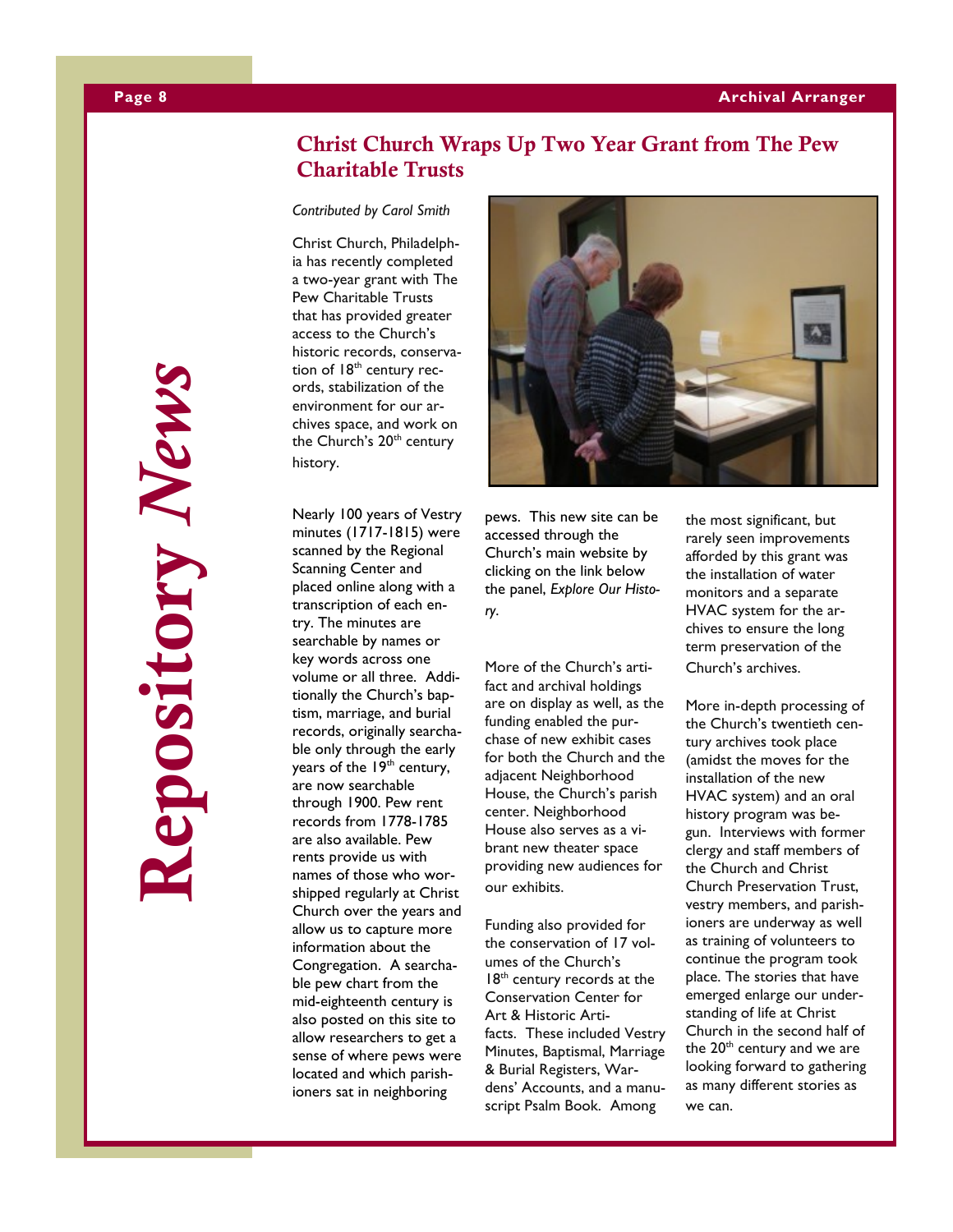# Repository News

## Christ Church Wraps Up Two Year Grant from The Pew Charitable Trusts

*Contributed by Carol Smith*

Christ Church, Philadelphia has recently completed a two-year grant with The Pew Charitable Trusts that has provided greater access to the Church's historic records, conservation of 18th century records, stabilization of the environment for our archives space, and work on the Church's 20th century history.

Nearly 100 years of Vestry minutes (1717-1815) were scanned by the Regional Scanning Center and placed online along with a transcription of each entry. The minutes are searchable by names or key words across one volume or all three. Additionally the Church's baptism, marriage, and burial records, originally searchable only through the early years of the 19th century, are now searchable through 1900. Pew rent records from 1778-1785 are also available. Pew rents provide us with names of those who worshipped regularly at Christ Church over the years and allow us to capture more information about the Congregation. A searchable pew chart from the mid-eighteenth century is also posted on this site to allow researchers to get a sense of where pews were located and which parishioners sat in neighboring pews. This new site can be accessed through the Church's main website by clicking on the link below the panel, *Explore Our History*.

More of the Church's artifact and archival holdings are on display as well, as the funding enabled the purchase of new exhibit cases for both the Church and the adjacent Neighborhood House, the Church's parish center. Neighborhood House also serves as a vibrant new theater space providing new audiences for our exhibits.

Funding also provided for the conservation of 17 volumes of the Church's 18th century records at the Conservation Center for Art & Historic Artifacts. These included Vestry Minutes, Baptismal, Marriage & Burial Registers, Wardens' Accounts, and a manuscript Psalm Book. Among the most significant, but rarely seen improvements afforded by this grant was the installation of water monitors and a separate HVAC system for the archives to ensure the long term preservation of the Church's archives.

More in-depth processing of the Church's twentieth century archives took place (amidst the moves for the installation of the new HVAC system) and an oral history program was begun. Interviews with former clergy and staff members of the Church and Christ Church Preservation Trust, vestry members, and parishioners are underway as well as training of volunteers to continue the program took place. The stories that have emerged enlarge our understanding of life at Christ Church in the second half of the 20th century and we are looking forward to gathering as many different stories as we can.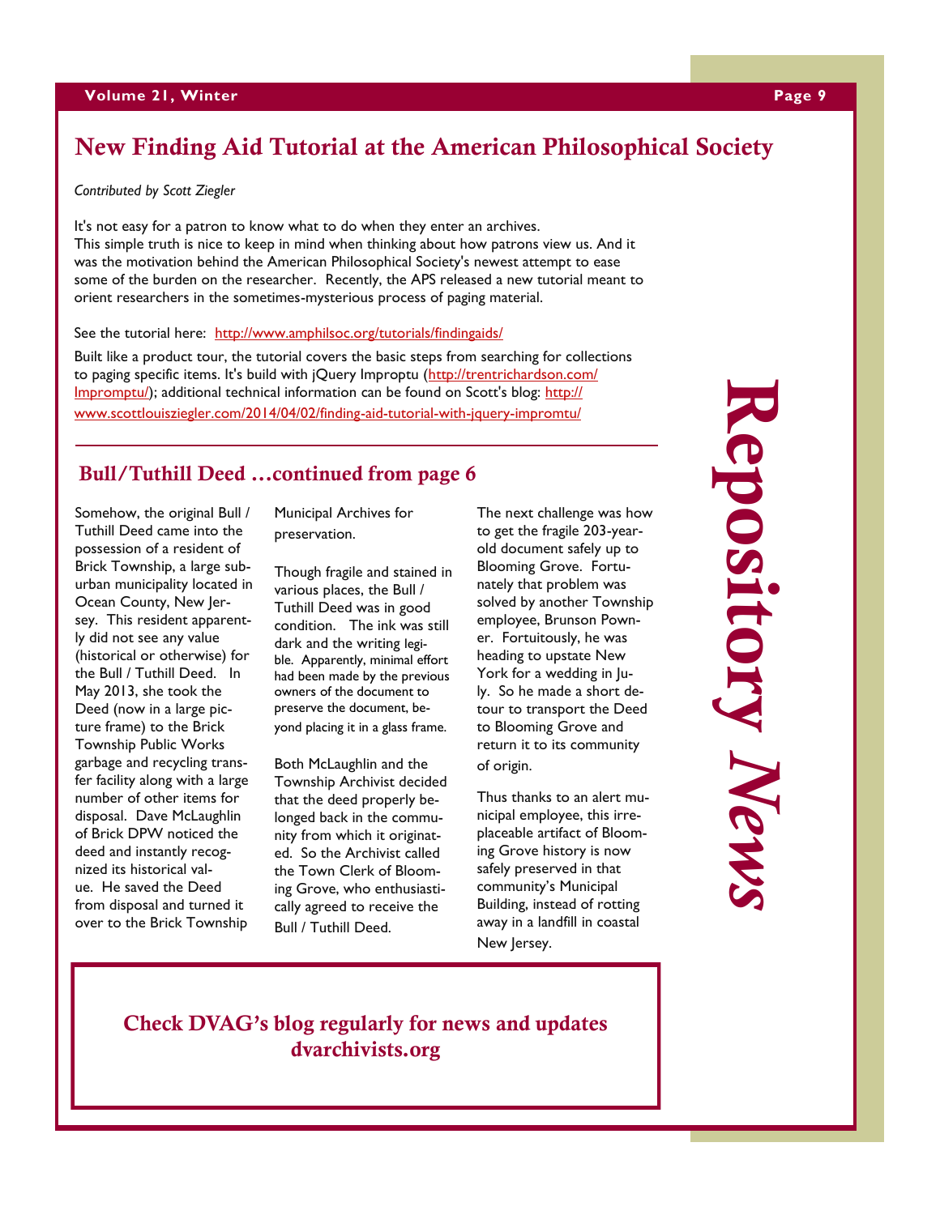## New Finding Aid Tutorial at the American Philosophical Society

*Contributed by Scott Ziegler*

It's not easy for a patron to know what to do when they enter an archives.
This simple truth is nice to keep in mind when thinking about how patrons view us. And it was the motivation behind the American Philosophical Society's newest attempt to ease some of the burden on the researcher. Recently, the APS released a new tutorial meant to orient researchers in the sometimes-mysterious process of paging material.

See the tutorial here: http://www.amphilsoc.org/tutorials/findingaids/

Built like a product tour, the tutorial covers the basic steps from searching for collections to paging specific items. It's build with jQuery Improptu (http://trentrichardson.com/Impromptu/); additional technical information can be found on Scott's blog: http://www.scottlouisziegler.com/2014/04/02/finding-aid-tutorial-with-jquery-impromtu/

## Bull/Tuthill Deed …continued from page 6

Somehow, the original Bull / Tuthill Deed came into the possession of a resident of Brick Township, a large suburban municipality located in Ocean County, New Jersey. This resident apparently did not see any value (historical or otherwise) for the Bull / Tuthill Deed. In May 2013, she took the Deed (now in a large picture frame) to the Brick Township Public Works garbage and recycling transfer facility along with a large number of other items for disposal. Dave McLaughlin of Brick DPW noticed the deed and instantly recognized its historical value. He saved the Deed from disposal and turned it over to the Brick Township Municipal Archives for preservation.

Though fragile and stained in various places, the Bull / Tuthill Deed was in good condition. The ink was still dark and the writing legible. Apparently, minimal effort had been made by the previous owners of the document to preserve the document, beyond placing it in a glass frame.

Both McLaughlin and the Township Archivist decided that the deed properly belonged back in the community from which it originated. So the Archivist called the Town Clerk of Blooming Grove, who enthusiastically agreed to receive the Bull / Tuthill Deed.

The next challenge was how to get the fragile 203-year-old document safely up to Blooming Grove. Fortunately that problem was solved by another Township employee, Brunson Powner. Fortuitously, he was heading to upstate New York for a wedding in July. So he made a short detour to transport the Deed to Blooming Grove and return it to its community of origin.

Thus thanks to an alert municipal employee, this irreplaceable artifact of Blooming Grove history is now safely preserved in that community's Municipal Building, instead of rotting away in a landfill in coastal New Jersey.

**Check DVAG's blog regularly for news and updates**
**dvarchivists.org**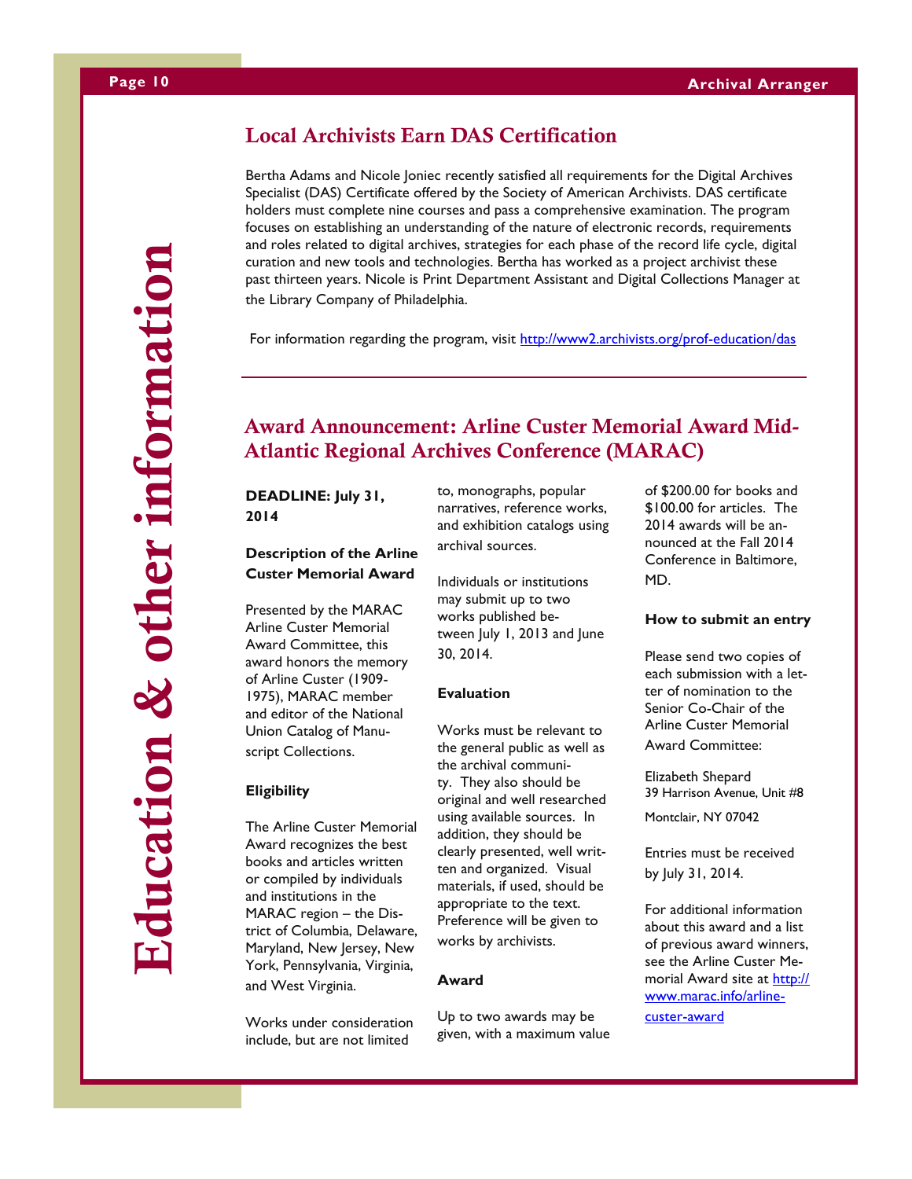## Local Archivists Earn DAS Certification

Bertha Adams and Nicole Joniec recently satisfied all requirements for the Digital Archives Specialist (DAS) Certificate offered by the Society of American Archivists. DAS certificate holders must complete nine courses and pass a comprehensive examination. The program focuses on establishing an understanding of the nature of electronic records, requirements and roles related to digital archives, strategies for each phase of the record life cycle, digital curation and new tools and technologies. Bertha has worked as a project archivist these past thirteen years. Nicole is Print Department Assistant and Digital Collections Manager at the Library Company of Philadelphia.

For information regarding the program, visit http://www2.archivists.org/prof-education/das

---

## Award Announcement: Arline Custer Memorial Award Mid-Atlantic Regional Archives Conference (MARAC)

**DEADLINE: July 31, 2014**

**Description of the Arline Custer Memorial Award**

Presented by the MARAC Arline Custer Memorial Award Committee, this award honors the memory of Arline Custer (1909-1975), MARAC member and editor of the National Union Catalog of Manuscript Collections.

**Eligibility**

The Arline Custer Memorial Award recognizes the best books and articles written or compiled by individuals and institutions in the MARAC region – the District of Columbia, Delaware, Maryland, New Jersey, New York, Pennsylvania, Virginia, and West Virginia.

Works under consideration include, but are not limited to, monographs, popular narratives, reference works, and exhibition catalogs using archival sources.

Individuals or institutions may submit up to two works published between July 1, 2013 and June 30, 2014.

**Evaluation**

Works must be relevant to the general public as well as the archival community. They also should be original and well researched using available sources. In addition, they should be clearly presented, well written and organized. Visual materials, if used, should be appropriate to the text. Preference will be given to works by archivists.

**Award**

Up to two awards may be given, with a maximum value of $200.00 for books and $100.00 for articles. The 2014 awards will be announced at the Fall 2014 Conference in Baltimore, MD.

**How to submit an entry**

Please send two copies of each submission with a letter of nomination to the Senior Co-Chair of the Arline Custer Memorial Award Committee:

Elizabeth Shepard
39 Harrison Avenue, Unit #8
Montclair, NY 07042

Entries must be received by July 31, 2014.

For additional information about this award and a list of previous award winners, see the Arline Custer Memorial Award site at http://www.marac.info/arline-custer-award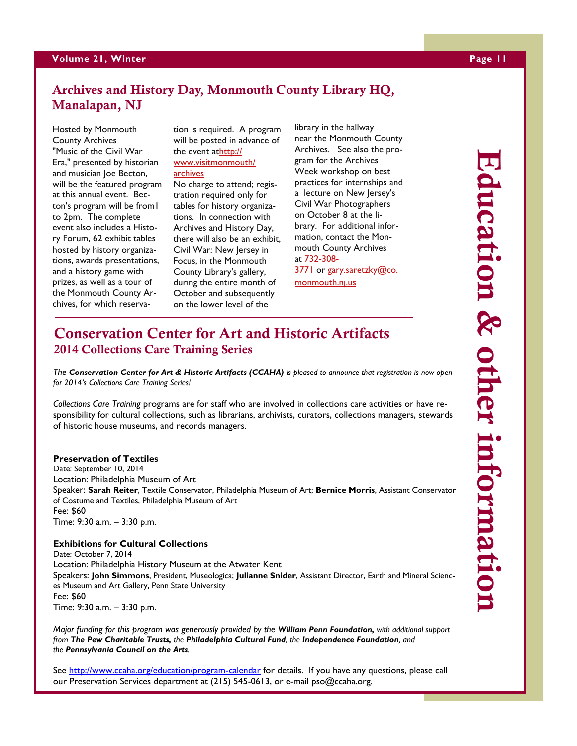## Archives and History Day, Monmouth County Library HQ, Manalapan, NJ

Hosted by Monmouth County Archives "Music of the Civil War Era," presented by historian and musician Joe Becton, will be the featured program at this annual event. Becton's program will be from1 to 2pm. The complete event also includes a History Forum, 62 exhibit tables hosted by history organizations, awards presentations, and a history game with prizes, as well as a tour of the Monmouth County Archives, for which reservation is required. A program will be posted in advance of the event athttp://www.visitmonmouth/archives

No charge to attend; registration required only for tables for history organizations. In connection with Archives and History Day, there will also be an exhibit, Civil War: New Jersey in Focus, in the Monmouth County Library's gallery, during the entire month of October and subsequently on the lower level of the library in the hallway near the Monmouth County Archives. See also the program for the Archives Week workshop on best practices for internships and a lecture on New Jersey's Civil War Photographers on October 8 at the library. For additional information, contact the Monmouth County Archives at 732-308-3771 or gary.saretzky@co.monmouth.nj.us

## Conservation Center for Art and Historic Artifacts

### 2014 Collections Care Training Series

*The **Conservation Center for Art & Historic Artifacts (CCAHA)** is pleased to announce that registration is now open for 2014's Collections Care Training Series!*

*Collections Care Training* programs are for staff who are involved in collections care activities or have responsibility for cultural collections, such as librarians, archivists, curators, collections managers, stewards of historic house museums, and records managers.

**Preservation of Textiles**
Date: September 10, 2014
Location: Philadelphia Museum of Art
Speaker: **Sarah Reiter**, Textile Conservator, Philadelphia Museum of Art; **Bernice Morris**, Assistant Conservator of Costume and Textiles, Philadelphia Museum of Art
Fee: $60
Time: 9:30 a.m. – 3:30 p.m.

**Exhibitions for Cultural Collections**
Date: October 7, 2014
Location: Philadelphia History Museum at the Atwater Kent
Speakers: **John Simmons**, President, Museologica; **Julianne Snider**, Assistant Director, Earth and Mineral Sciences Museum and Art Gallery, Penn State University
Fee: $60
Time: 9:30 a.m. – 3:30 p.m.

*Major funding for this program was generously provided by the **William Penn Foundation,** with additional support from **The Pew Charitable Trusts,** the **Philadelphia Cultural Fund**, the **Independence Foundation**, and the **Pennsylvania Council on the Arts**.*

See http://www.ccaha.org/education/program-calendar for details. If you have any questions, please call our Preservation Services department at (215) 545-0613, or e-mail pso@ccaha.org.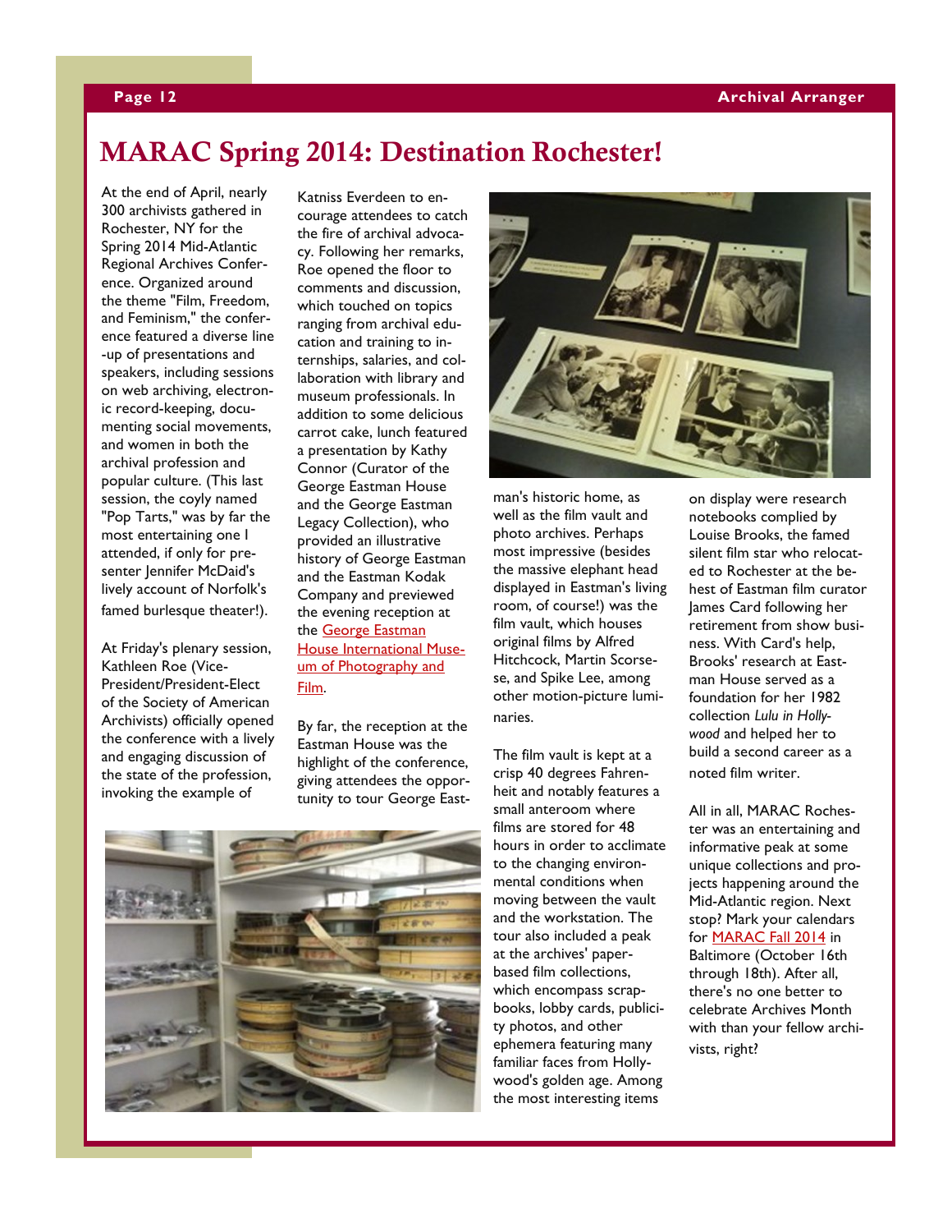# MARAC Spring 2014: Destination Rochester!

At the end of April, nearly 300 archivists gathered in Rochester, NY for the Spring 2014 Mid-Atlantic Regional Archives Conference. Organized around the theme "Film, Freedom, and Feminism," the conference featured a diverse line-up of presentations and speakers, including sessions on web archiving, electronic record-keeping, documenting social movements, and women in both the archival profession and popular culture. (This last session, the coyly named "Pop Tarts," was by far the most entertaining one I attended, if only for presenter Jennifer McDaid's lively account of Norfolk's famed burlesque theater!).

At Friday's plenary session, Kathleen Roe (Vice-President/President-Elect of the Society of American Archivists) officially opened the conference with a lively and engaging discussion of the state of the profession, invoking the example of Katniss Everdeen to encourage attendees to catch the fire of archival advocacy. Following her remarks, Roe opened the floor to comments and discussion, which touched on topics ranging from archival education and training to internships, salaries, and collaboration with library and museum professionals. In addition to some delicious carrot cake, lunch featured a presentation by Kathy Connor (Curator of the George Eastman House and the George Eastman Legacy Collection), who provided an illustrative history of George Eastman and the Eastman Kodak Company and previewed the evening reception at the George Eastman House International Museum of Photography and Film.

By far, the reception at the Eastman House was the highlight of the conference, giving attendees the opportunity to tour George Eastman's historic home, as well as the film vault and photo archives. Perhaps most impressive (besides the massive elephant head displayed in Eastman's living room, of course!) was the film vault, which houses original films by Alfred Hitchcock, Martin Scorsese, and Spike Lee, among other motion-picture luminaries.

The film vault is kept at a crisp 40 degrees Fahrenheit and notably features a small anteroom where films are stored for 48 hours in order to acclimate to the changing environmental conditions when moving between the vault and the workstation. The tour also included a peak at the archives' paper-based film collections, which encompass scrapbooks, lobby cards, publicity photos, and other ephemera featuring many familiar faces from Hollywood's golden age. Among the most interesting items on display were research notebooks complied by Louise Brooks, the famed silent film star who relocated to Rochester at the behest of Eastman film curator James Card following her retirement from show business. With Card's help, Brooks' research at Eastman House served as a foundation for her 1982 collection *Lulu in Hollywood* and helped her to build a second career as a noted film writer.

All in all, MARAC Rochester was an entertaining and informative peak at some unique collections and projects happening around the Mid-Atlantic region. Next stop? Mark your calendars for MARAC Fall 2014 in Baltimore (October 16th through 18th). After all, there's no one better to celebrate Archives Month with than your fellow archivists, right?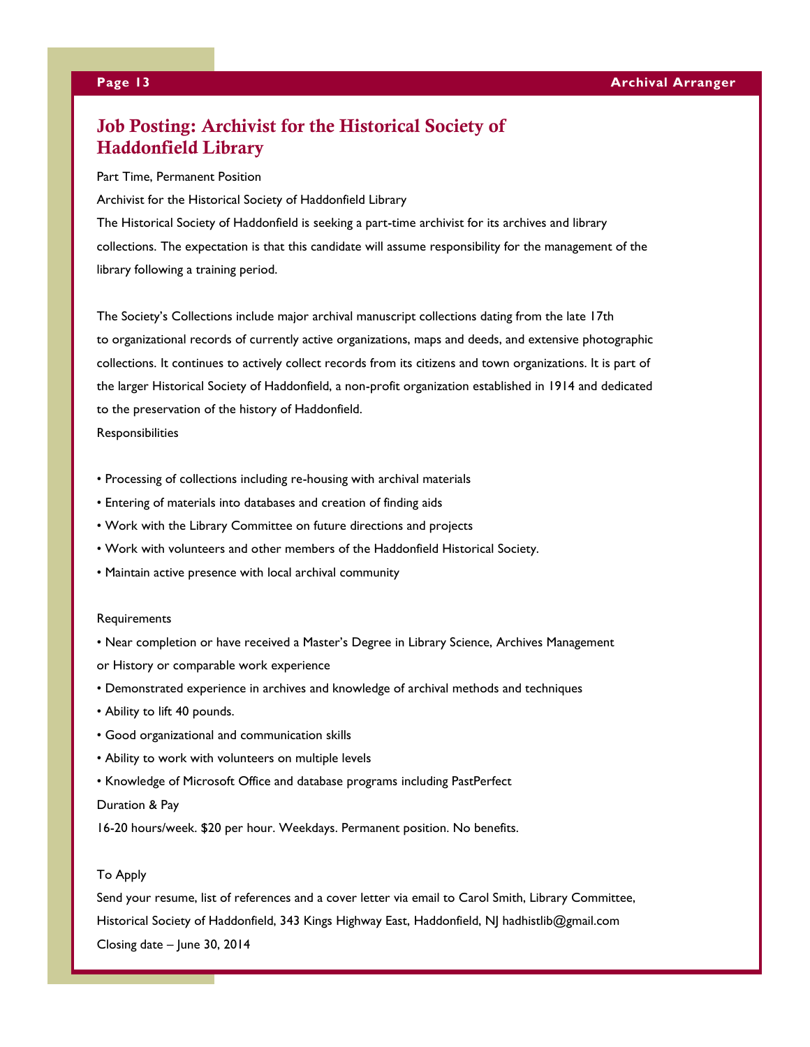## Job Posting: Archivist for the Historical Society of Haddonfield Library

Part Time, Permanent Position

Archivist for the Historical Society of Haddonfield Library

The Historical Society of Haddonfield is seeking a part-time archivist for its archives and library collections. The expectation is that this candidate will assume responsibility for the management of the library following a training period.

The Society's Collections include major archival manuscript collections dating from the late 17th to organizational records of currently active organizations, maps and deeds, and extensive photographic collections. It continues to actively collect records from its citizens and town organizations. It is part of the larger Historical Society of Haddonfield, a non-profit organization established in 1914 and dedicated to the preservation of the history of Haddonfield.

Responsibilities

- Processing of collections including re-housing with archival materials
- Entering of materials into databases and creation of finding aids
- Work with the Library Committee on future directions and projects
- Work with volunteers and other members of the Haddonfield Historical Society.
- Maintain active presence with local archival community

Requirements

- Near completion or have received a Master's Degree in Library Science, Archives Management or History or comparable work experience
- Demonstrated experience in archives and knowledge of archival methods and techniques
- Ability to lift 40 pounds.
- Good organizational and communication skills
- Ability to work with volunteers on multiple levels
- Knowledge of Microsoft Office and database programs including PastPerfect

Duration & Pay

16-20 hours/week. $20 per hour. Weekdays. Permanent position. No benefits.

To Apply

Send your resume, list of references and a cover letter via email to Carol Smith, Library Committee, Historical Society of Haddonfield, 343 Kings Highway East, Haddonfield, NJ hadhistlib@gmail.com

Closing date – June 30, 2014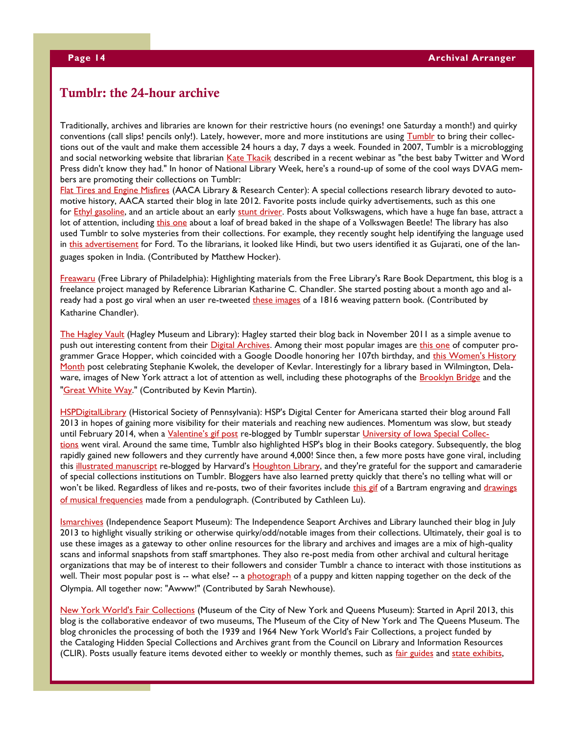## Tumblr: the 24-hour archive

Traditionally, archives and libraries are known for their restrictive hours (no evenings! one Saturday a month!) and quirky conventions (call slips! pencils only!). Lately, however, more and more institutions are using Tumblr to bring their collections out of the vault and make them accessible 24 hours a day, 7 days a week. Founded in 2007, Tumblr is a microblogging and social networking website that librarian Kate Tkacik described in a recent webinar as "the best baby Twitter and Word Press didn't know they had." In honor of National Library Week, here's a round-up of some of the cool ways DVAG members are promoting their collections on Tumblr:

Flat Tires and Engine Misfires (AACA Library & Research Center): A special collections research library devoted to automotive history, AACA started their blog in late 2012. Favorite posts include quirky advertisements, such as this one for Ethyl gasoline, and an article about an early stunt driver. Posts about Volkswagens, which have a huge fan base, attract a lot of attention, including this one about a loaf of bread baked in the shape of a Volkswagen Beetle! The library has also used Tumblr to solve mysteries from their collections. For example, they recently sought help identifying the language used in this advertisement for Ford. To the librarians, it looked like Hindi, but two users identified it as Gujarati, one of the languages spoken in India. (Contributed by Matthew Hocker).

Freawaru (Free Library of Philadelphia): Highlighting materials from the Free Library's Rare Book Department, this blog is a freelance project managed by Reference Librarian Katharine C. Chandler. She started posting about a month ago and already had a post go viral when an user re-tweeted these images of a 1816 weaving pattern book. (Contributed by Katharine Chandler).

The Hagley Vault (Hagley Museum and Library): Hagley started their blog back in November 2011 as a simple avenue to push out interesting content from their Digital Archives. Among their most popular images are this one of computer programmer Grace Hopper, which coincided with a Google Doodle honoring her 107th birthday, and this Women's History Month post celebrating Stephanie Kwolek, the developer of Kevlar. Interestingly for a library based in Wilmington, Delaware, images of New York attract a lot of attention as well, including these photographs of the Brooklyn Bridge and the "Great White Way." (Contributed by Kevin Martin).

HSPDigitalLibrary (Historical Society of Pennsylvania): HSP's Digital Center for Americana started their blog around Fall 2013 in hopes of gaining more visibility for their materials and reaching new audiences. Momentum was slow, but steady until February 2014, when a Valentine's gif post re-blogged by Tumblr superstar University of Iowa Special Collections went viral. Around the same time, Tumblr also highlighted HSP's blog in their Books category. Subsequently, the blog rapidly gained new followers and they currently have around 4,000! Since then, a few more posts have gone viral, including this illustrated manuscript re-blogged by Harvard's Houghton Library, and they're grateful for the support and camaraderie of special collections institutions on Tumblr. Bloggers have also learned pretty quickly that there's no telling what will or won't be liked. Regardless of likes and re-posts, two of their favorites include this gif of a Bartram engraving and drawings of musical frequencies made from a pendulograph. (Contributed by Cathleen Lu).

Ismarchives (Independence Seaport Museum): The Independence Seaport Archives and Library launched their blog in July 2013 to highlight visually striking or otherwise quirky/odd/notable images from their collections. Ultimately, their goal is to use these images as a gateway to other online resources for the library and archives and images are a mix of high-quality scans and informal snapshots from staff smartphones. They also re-post media from other archival and cultural heritage organizations that may be of interest to their followers and consider Tumblr a chance to interact with those institutions as well. Their most popular post is -- what else? -- a photograph of a puppy and kitten napping together on the deck of the Olympia. All together now: "Awww!" (Contributed by Sarah Newhouse).

New York World's Fair Collections (Museum of the City of New York and Queens Museum): Started in April 2013, this blog is the collaborative endeavor of two museums, The Museum of the City of New York and The Queens Museum. The blog chronicles the processing of both the 1939 and 1964 New York World's Fair Collections, a project funded by the Cataloging Hidden Special Collections and Archives grant from the Council on Library and Information Resources (CLIR). Posts usually feature items devoted either to weekly or monthly themes, such as fair guides and state exhibits,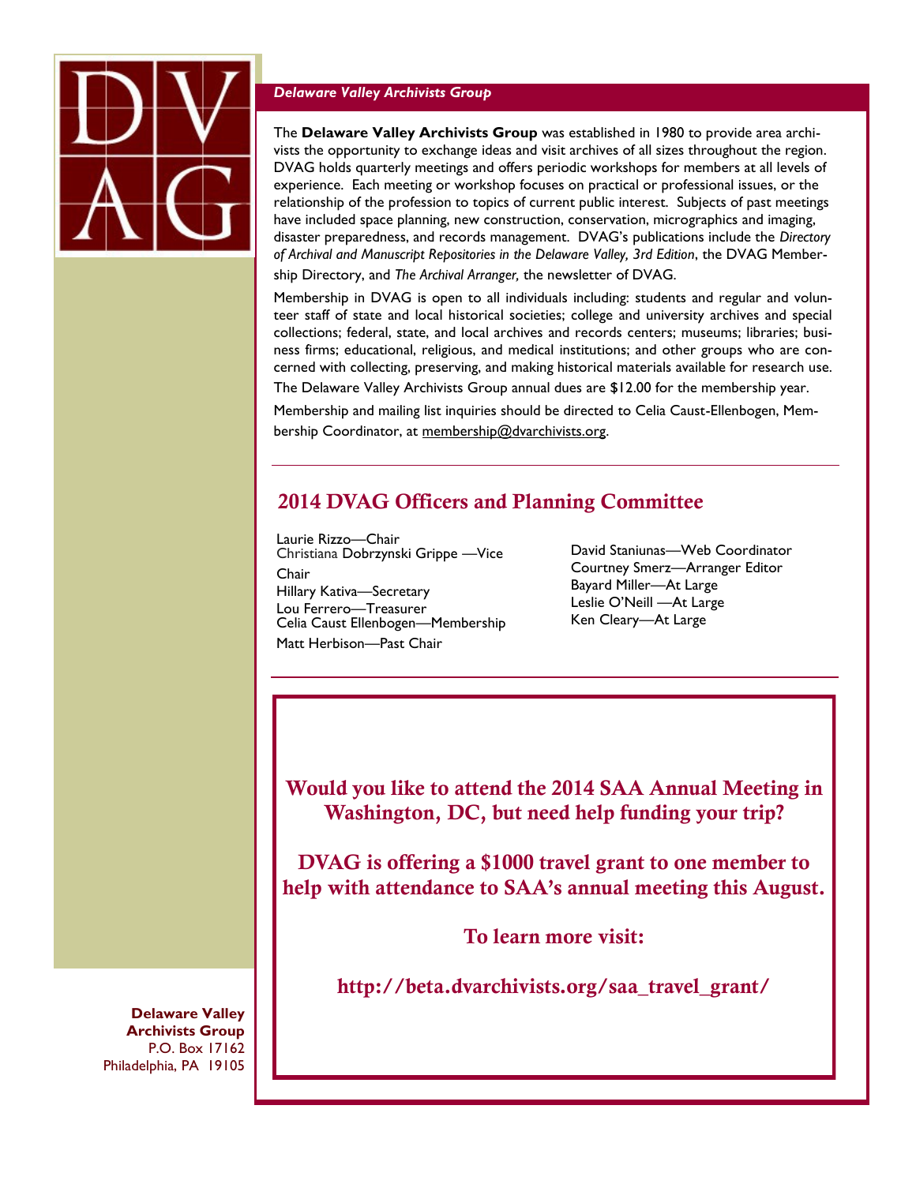*Delaware Valley Archivists Group*

The **Delaware Valley Archivists Group** was established in 1980 to provide area archivists the opportunity to exchange ideas and visit archives of all sizes throughout the region. DVAG holds quarterly meetings and offers periodic workshops for members at all levels of experience. Each meeting or workshop focuses on practical or professional issues, or the relationship of the profession to topics of current public interest. Subjects of past meetings have included space planning, new construction, conservation, micrographics and imaging, disaster preparedness, and records management. DVAG's publications include the *Directory of Archival and Manuscript Repositories in the Delaware Valley, 3rd Edition*, the DVAG Membership Directory, and *The Archival Arranger,* the newsletter of DVAG.

Membership in DVAG is open to all individuals including: students and regular and volunteer staff of state and local historical societies; college and university archives and special collections; federal, state, and local archives and records centers; museums; libraries; business firms; educational, religious, and medical institutions; and other groups who are concerned with collecting, preserving, and making historical materials available for research use.

The Delaware Valley Archivists Group annual dues are $12.00 for the membership year.

Membership and mailing list inquiries should be directed to Celia Caust-Ellenbogen, Membership Coordinator, at membership@dvarchivists.org.

## 2014 DVAG Officers and Planning Committee

Laurie Rizzo—Chair
Christiana Dobrzynski Grippe —Vice Chair
Hillary Kativa—Secretary
Lou Ferrero—Treasurer
Celia Caust Ellenbogen—Membership
Matt Herbison—Past Chair

David Staniunas—Web Coordinator
Courtney Smerz—Arranger Editor
Bayard Miller—At Large
Leslie O'Neill —At Large
Ken Cleary—At Large

**Would you like to attend the 2014 SAA Annual Meeting in Washington, DC, but need help funding your trip?**

**DVAG is offering a $1000 travel grant to one member to help with attendance to SAA's annual meeting this August.**

**To learn more visit:**

**http://beta.dvarchivists.org/saa_travel_grant/**

**Delaware Valley Archivists Group**
P.O. Box 17162
Philadelphia, PA 19105